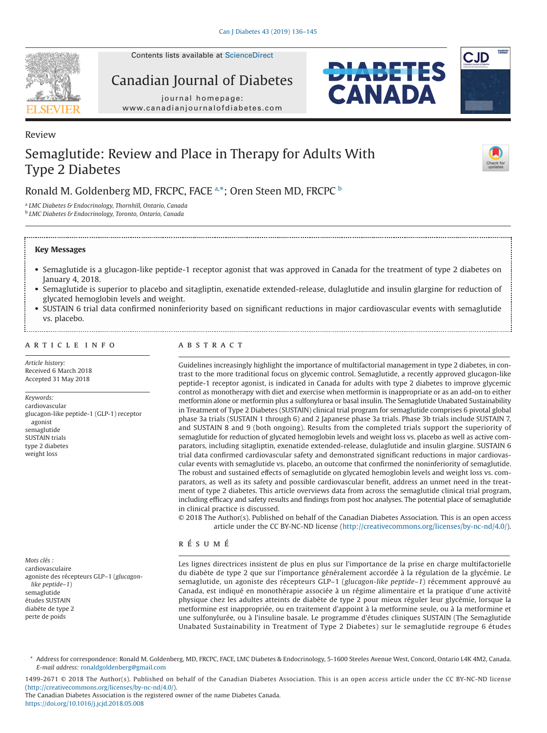Review

# Semaglutide: Review and Place in Therapy for Adults With Type 2 Diabetes

Ronald M. Goldenberg MD, FRCPC, FACE [a,*]; Oren Steen MD, FRCPC [b]

[a] *LMC Diabetes & Endocrinology, Thornhill, Ontario, Canada*
[b] *LMC Diabetes & Endocrinology, Toronto, Ontario, Canada*

**Key Messages**

- Semaglutide is a glucagon-like peptide-1 receptor agonist that was approved in Canada for the treatment of type 2 diabetes on January 4, 2018.
- Semaglutide is superior to placebo and sitagliptin, exenatide extended-release, dulaglutide and insulin glargine for reduction of glycated hemoglobin levels and weight.
- SUSTAIN 6 trial data confirmed noninferiority based on significant reductions in major cardiovascular events with semaglutide vs. placebo.

## ARTICLE INFO

*Article history:*
Received 6 March 2018
Accepted 31 May 2018

*Keywords:*
cardiovascular
glucagon-like peptide-1 (GLP-1) receptor agonist
semaglutide
SUSTAIN trials
type 2 diabetes
weight loss

*Mots clés :*
cardiovasculaire
agoniste des récepteurs GLP–1 (*glucagon-like peptide–1*)
semaglutide
études SUSTAIN
diabète de type 2
perte de poids

## ABSTRACT

Guidelines increasingly highlight the importance of multifactorial management in type 2 diabetes, in contrast to the more traditional focus on glycemic control. Semaglutide, a recently approved glucagon-like peptide-1 receptor agonist, is indicated in Canada for adults with type 2 diabetes to improve glycemic control as monotherapy with diet and exercise when metformin is inappropriate or as an add-on to either metformin alone or metformin plus a sulfonylurea or basal insulin. The Semaglutide Unabated Sustainability in Treatment of Type 2 Diabetes (SUSTAIN) clinical trial program for semaglutide comprises 6 pivotal global phase 3a trials (SUSTAIN 1 through 6) and 2 Japanese phase 3a trials. Phase 3b trials include SUSTAIN 7, and SUSTAIN 8 and 9 (both ongoing). Results from the completed trials support the superiority of semaglutide for reduction of glycated hemoglobin levels and weight loss vs. placebo as well as active comparators, including sitagliptin, exenatide extended-release, dulaglutide and insulin glargine. SUSTAIN 6 trial data confirmed cardiovascular safety and demonstrated significant reductions in major cardiovascular events with semaglutide vs. placebo, an outcome that confirmed the noninferiority of semaglutide. The robust and sustained effects of semaglutide on glycated hemoglobin levels and weight loss vs. comparators, as well as its safety and possible cardiovascular benefit, address an unmet need in the treatment of type 2 diabetes. This article overviews data from across the semaglutide clinical trial program, including efficacy and safety results and findings from post hoc analyses. The potential place of semaglutide in clinical practice is discussed.

© 2018 The Author(s). Published on behalf of the Canadian Diabetes Association. This is an open access article under the CC BY-NC-ND license (http://creativecommons.org/licenses/by-nc-nd/4.0/).

## RÉSUMÉ

Les lignes directrices insistent de plus en plus sur l'importance de la prise en charge multifactorielle du diabète de type 2 que sur l'importance généralement accordée à la régulation de la glycémie. Le semaglutide, un agoniste des récepteurs GLP–1 (*glucagon-like peptide–1*) récemment approuvé au Canada, est indiqué en monothérapie associée à un régime alimentaire et la pratique d'une activité physique chez les adultes atteints de diabète de type 2 pour mieux réguler leur glycémie, lorsque la metformine est inappropriée, ou en traitement d'appoint à la metformine seule, ou à la metformine et une sulfonylurée, ou à l'insuline basale. Le programme d'études cliniques SUSTAIN (The Semaglutide Unabated Sustainability in Treatment of Type 2 Diabetes) sur le semaglutide regroupe 6 études

\* Address for correspondence: Ronald M. Goldenberg, MD, FRCPC, FACE, LMC Diabetes & Endocrinology, 5-1600 Steeles Avenue West, Concord, Ontario L4K 4M2, Canada.
*E-mail address:* ronaldgoldenberg@gmail.com

1499-2671 © 2018 The Author(s). Published on behalf of the Canadian Diabetes Association. This is an open access article under the CC BY-NC-ND license (http://creativecommons.org/licenses/by-nc-nd/4.0/).
The Canadian Diabetes Association is the registered owner of the name Diabetes Canada.
https://doi.org/10.1016/j.jcjd.2018.05.008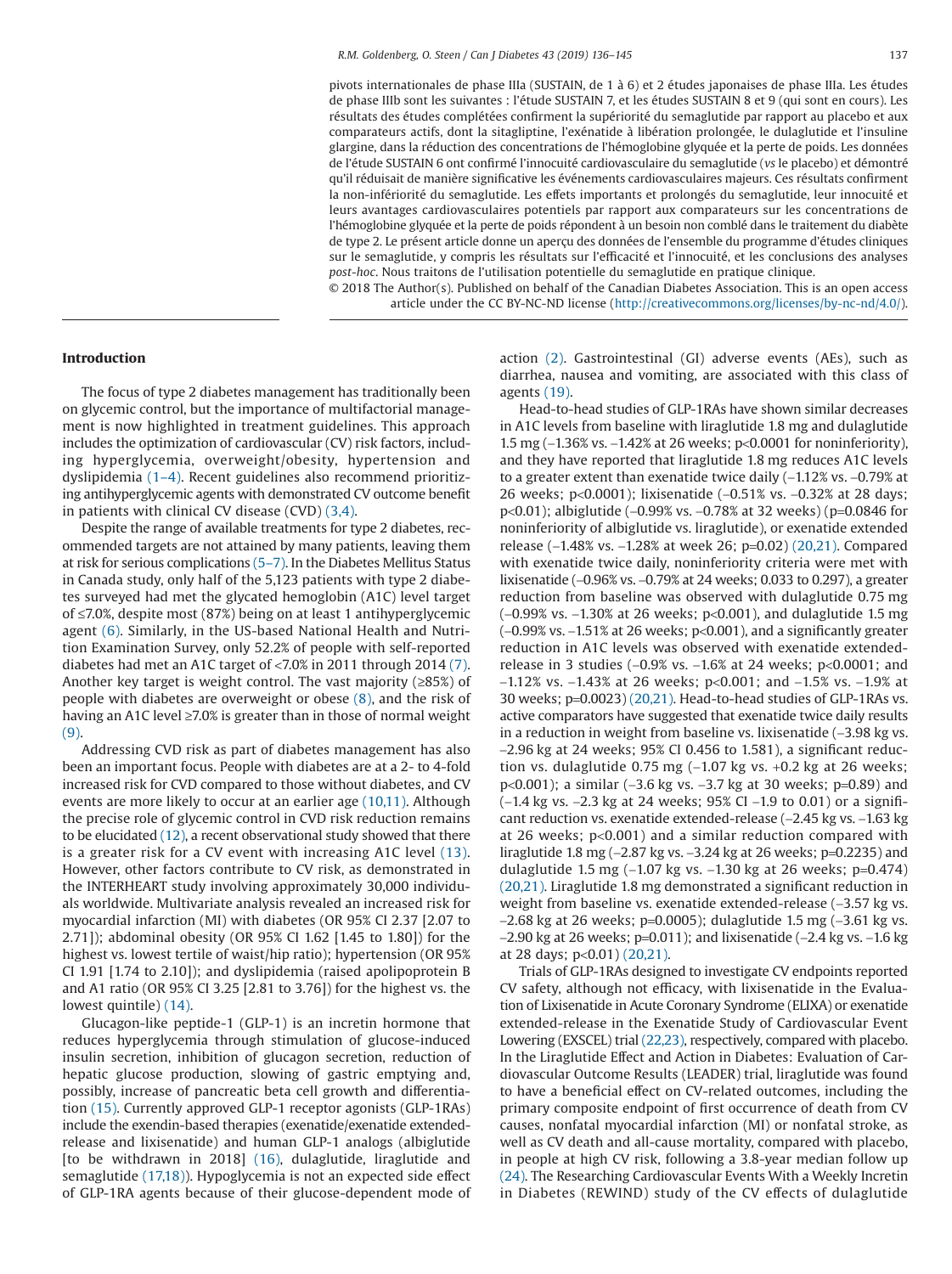pivots internationales de phase IIIa (SUSTAIN, de 1 à 6) et 2 études japonaises de phase IIIa. Les études de phase IIIb sont les suivantes : l'étude SUSTAIN 7, et les études SUSTAIN 8 et 9 (qui sont en cours). Les résultats des études complétées confirment la supériorité du semaglutide par rapport au placebo et aux comparateurs actifs, dont la sitagliptine, l'exénatide à libération prolongée, le dulaglutide et l'insuline glargine, dans la réduction des concentrations de l'hémoglobine glyquée et la perte de poids. Les données de l'étude SUSTAIN 6 ont confirmé l'innocuité cardiovasculaire du semaglutide (*vs* le placebo) et démontré qu'il réduisait de manière significative les événements cardiovasculaires majeurs. Ces résultats confirment la non-infériorité du semaglutide. Les effets importants et prolongés du semaglutide, leur innocuité et leurs avantages cardiovasculaires potentiels par rapport aux comparateurs sur les concentrations de l'hémoglobine glyquée et la perte de poids répondent à un besoin non comblé dans le traitement du diabète de type 2. Le présent article donne un aperçu des données de l'ensemble du programme d'études cliniques sur le semaglutide, y compris les résultats sur l'efficacité et l'innocuité, et les conclusions des analyses *post-hoc*. Nous traitons de l'utilisation potentielle du semaglutide en pratique clinique.

© 2018 The Author(s). Published on behalf of the Canadian Diabetes Association. This is an open access article under the CC BY-NC-ND license (http://creativecommons.org/licenses/by-nc-nd/4.0/).

## Introduction

The focus of type 2 diabetes management has traditionally been on glycemic control, but the importance of multifactorial management is now highlighted in treatment guidelines. This approach includes the optimization of cardiovascular (CV) risk factors, including hyperglycemia, overweight/obesity, hypertension and dyslipidemia (1–4). Recent guidelines also recommend prioritizing antihyperglycemic agents with demonstrated CV outcome benefit in patients with clinical CV disease (CVD) (3,4).

Despite the range of available treatments for type 2 diabetes, recommended targets are not attained by many patients, leaving them at risk for serious complications (5–7). In the Diabetes Mellitus Status in Canada study, only half of the 5,123 patients with type 2 diabetes surveyed had met the glycated hemoglobin (A1C) level target of ≤7.0%, despite most (87%) being on at least 1 antihyperglycemic agent (6). Similarly, in the US-based National Health and Nutrition Examination Survey, only 52.2% of people with self-reported diabetes had met an A1C target of <7.0% in 2011 through 2014 (7). Another key target is weight control. The vast majority (≥85%) of people with diabetes are overweight or obese (8), and the risk of having an A1C level ≥7.0% is greater than in those of normal weight (9).

Addressing CVD risk as part of diabetes management has also been an important focus. People with diabetes are at a 2- to 4-fold increased risk for CVD compared to those without diabetes, and CV events are more likely to occur at an earlier age (10,11). Although the precise role of glycemic control in CVD risk reduction remains to be elucidated (12), a recent observational study showed that there is a greater risk for a CV event with increasing A1C level (13). However, other factors contribute to CV risk, as demonstrated in the INTERHEART study involving approximately 30,000 individuals worldwide. Multivariate analysis revealed an increased risk for myocardial infarction (MI) with diabetes (OR 95% CI 2.37 [2.07 to 2.71]); abdominal obesity (OR 95% CI 1.62 [1.45 to 1.80]) for the highest vs. lowest tertile of waist/hip ratio); hypertension (OR 95% CI 1.91 [1.74 to 2.10]); and dyslipidemia (raised apolipoprotein B and A1 ratio (OR 95% CI 3.25 [2.81 to 3.76]) for the highest vs. the lowest quintile) (14).

Glucagon-like peptide-1 (GLP-1) is an incretin hormone that reduces hyperglycemia through stimulation of glucose-induced insulin secretion, inhibition of glucagon secretion, reduction of hepatic glucose production, slowing of gastric emptying and, possibly, increase of pancreatic beta cell growth and differentiation (15). Currently approved GLP-1 receptor agonists (GLP-1RAs) include the exendin-based therapies (exenatide/exenatide extended-release and lixisenatide) and human GLP-1 analogs (albiglutide [to be withdrawn in 2018] (16), dulaglutide, liraglutide and semaglutide (17,18)). Hypoglycemia is not an expected side effect of GLP-1RA agents because of their glucose-dependent mode of action (2). Gastrointestinal (GI) adverse events (AEs), such as diarrhea, nausea and vomiting, are associated with this class of agents (19).

Head-to-head studies of GLP-1RAs have shown similar decreases in A1C levels from baseline with liraglutide 1.8 mg and dulaglutide 1.5 mg (–1.36% vs. –1.42% at 26 weeks; p<0.0001 for noninferiority), and they have reported that liraglutide 1.8 mg reduces A1C levels to a greater extent than exenatide twice daily (–1.12% vs. –0.79% at 26 weeks; p<0.0001); lixisenatide (–0.51% vs. –0.32% at 28 days; p<0.01); albiglutide (–0.99% vs. –0.78% at 32 weeks) (p=0.0846 for noninferiority of albiglutide vs. liraglutide), or exenatide extended release (–1.48% vs. –1.28% at week 26; p=0.02) (20,21). Compared with exenatide twice daily, noninferiority criteria were met with lixisenatide (–0.96% vs. –0.79% at 24 weeks; 0.033 to 0.297), a greater reduction from baseline was observed with dulaglutide 0.75 mg (–0.99% vs. –1.30% at 26 weeks; p<0.001), and dulaglutide 1.5 mg (–0.99% vs. –1.51% at 26 weeks; p<0.001), and a significantly greater reduction in A1C levels was observed with exenatide extended-release in 3 studies (–0.9% vs. –1.6% at 24 weeks; p<0.0001; and –1.12% vs. –1.43% at 26 weeks; p<0.001; and –1.5% vs. –1.9% at 30 weeks; p=0.0023) (20,21). Head-to-head studies of GLP-1RAs vs. active comparators have suggested that exenatide twice daily results in a reduction in weight from baseline vs. lixisenatide (–3.98 kg vs. –2.96 kg at 24 weeks; 95% CI 0.456 to 1.581), a significant reduction vs. dulaglutide 0.75 mg (–1.07 kg vs. +0.2 kg at 26 weeks; p<0.001); a similar (–3.6 kg vs. –3.7 kg at 30 weeks; p=0.89) and (–1.4 kg vs. –2.3 kg at 24 weeks; 95% CI –1.9 to 0.01) or a significant reduction vs. exenatide extended-release (–2.45 kg vs. –1.63 kg at 26 weeks; p<0.001) and a similar reduction compared with liraglutide 1.8 mg (–2.87 kg vs. –3.24 kg at 26 weeks; p=0.2235) and dulaglutide 1.5 mg (–1.07 kg vs. –1.30 kg at 26 weeks; p=0.474) (20,21). Liraglutide 1.8 mg demonstrated a significant reduction in weight from baseline vs. exenatide extended-release (–3.57 kg vs. –2.68 kg at 26 weeks; p=0.0005); dulaglutide 1.5 mg (–3.61 kg vs. –2.90 kg at 26 weeks; p=0.011); and lixisenatide (–2.4 kg vs. –1.6 kg at 28 days; p<0.01) (20,21).

Trials of GLP-1RAs designed to investigate CV endpoints reported CV safety, although not efficacy, with lixisenatide in the Evaluation of Lixisenatide in Acute Coronary Syndrome (ELIXA) or exenatide extended-release in the Exenatide Study of Cardiovascular Event Lowering (EXSCEL) trial (22,23), respectively, compared with placebo. In the Liraglutide Effect and Action in Diabetes: Evaluation of Cardiovascular Outcome Results (LEADER) trial, liraglutide was found to have a beneficial effect on CV-related outcomes, including the primary composite endpoint of first occurrence of death from CV causes, nonfatal myocardial infarction (MI) or nonfatal stroke, as well as CV death and all-cause mortality, compared with placebo, in people at high CV risk, following a 3.8-year median follow up (24). The Researching Cardiovascular Events With a Weekly Incretin in Diabetes (REWIND) study of the CV effects of dulaglutide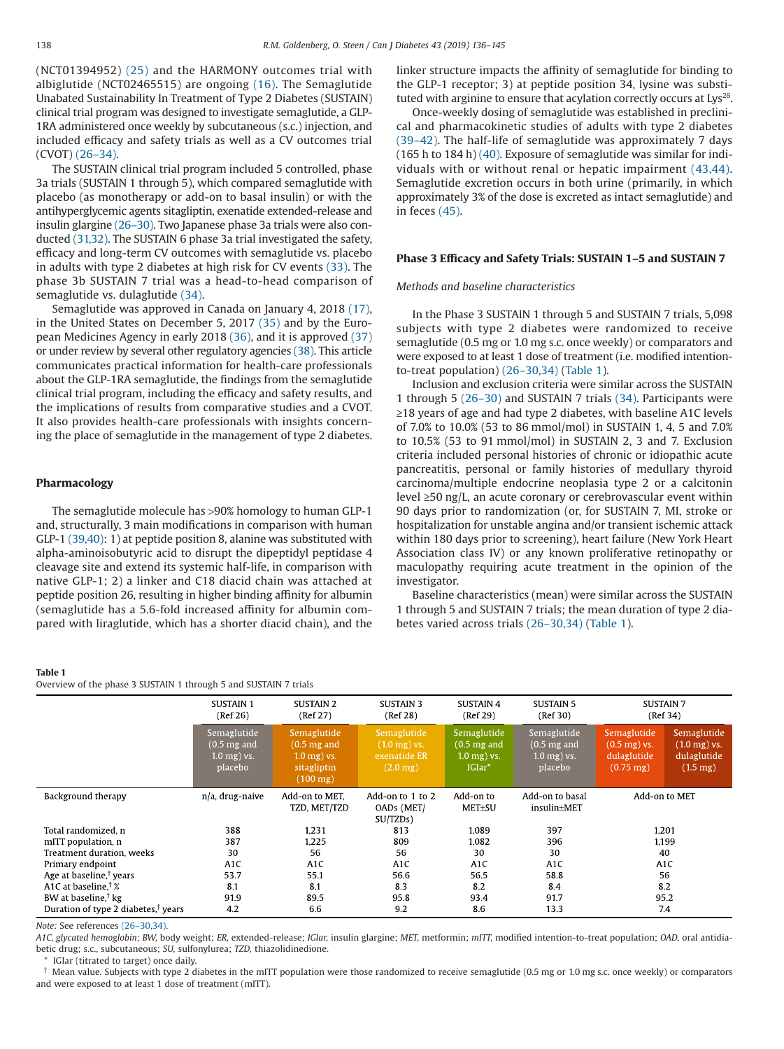(NCT01394952) (25) and the HARMONY outcomes trial with albiglutide (NCT02465515) are ongoing (16). The Semaglutide Unabated Sustainability In Treatment of Type 2 Diabetes (SUSTAIN) clinical trial program was designed to investigate semaglutide, a GLP-1RA administered once weekly by subcutaneous (s.c.) injection, and included efficacy and safety trials as well as a CV outcomes trial (CVOT) (26–34).

The SUSTAIN clinical trial program included 5 controlled, phase 3a trials (SUSTAIN 1 through 5), which compared semaglutide with placebo (as monotherapy or add-on to basal insulin) or with the antihyperglycemic agents sitagliptin, exenatide extended-release and insulin glargine (26–30). Two Japanese phase 3a trials were also conducted (31,32). The SUSTAIN 6 phase 3a trial investigated the safety, efficacy and long-term CV outcomes with semaglutide vs. placebo in adults with type 2 diabetes at high risk for CV events (33). The phase 3b SUSTAIN 7 trial was a head-to-head comparison of semaglutide vs. dulaglutide (34).

Semaglutide was approved in Canada on January 4, 2018 (17), in the United States on December 5, 2017 (35) and by the European Medicines Agency in early 2018 (36), and it is approved (37) or under review by several other regulatory agencies (38). This article communicates practical information for health-care professionals about the GLP-1RA semaglutide, the findings from the semaglutide clinical trial program, including the efficacy and safety results, and the implications of results from comparative studies and a CVOT. It also provides health-care professionals with insights concerning the place of semaglutide in the management of type 2 diabetes.

## Pharmacology

The semaglutide molecule has >90% homology to human GLP-1 and, structurally, 3 main modifications in comparison with human GLP-1 (39,40): 1) at peptide position 8, alanine was substituted with alpha-aminoisobutyric acid to disrupt the dipeptidyl peptidase 4 cleavage site and extend its systemic half-life, in comparison with native GLP-1; 2) a linker and C18 diacid chain was attached at peptide position 26, resulting in higher binding affinity for albumin (semaglutide has a 5.6-fold increased affinity for albumin compared with liraglutide, which has a shorter diacid chain), and the linker structure impacts the affinity of semaglutide for binding to the GLP-1 receptor; 3) at peptide position 34, lysine was substituted with arginine to ensure that acylation correctly occurs at $Lys^{26}$.

Once-weekly dosing of semaglutide was established in preclinical and pharmacokinetic studies of adults with type 2 diabetes (39–42). The half-life of semaglutide was approximately 7 days (165 h to 184 h) (40). Exposure of semaglutide was similar for individuals with or without renal or hepatic impairment (43,44). Semaglutide excretion occurs in both urine (primarily, in which approximately 3% of the dose is excreted as intact semaglutide) and in feces (45).

## Phase 3 Efficacy and Safety Trials: SUSTAIN 1–5 and SUSTAIN 7

### *Methods and baseline characteristics*

In the Phase 3 SUSTAIN 1 through 5 and SUSTAIN 7 trials, 5,098 subjects with type 2 diabetes were randomized to receive semaglutide (0.5 mg or 1.0 mg s.c. once weekly) or comparators and were exposed to at least 1 dose of treatment (i.e. modified intention-to-treat population) (26–30,34) (Table 1).

Inclusion and exclusion criteria were similar across the SUSTAIN 1 through 5 (26–30) and SUSTAIN 7 trials (34). Participants were ≥18 years of age and had type 2 diabetes, with baseline A1C levels of 7.0% to 10.0% (53 to 86 mmol/mol) in SUSTAIN 1, 4, 5 and 7.0% to 10.5% (53 to 91 mmol/mol) in SUSTAIN 2, 3 and 7. Exclusion criteria included personal histories of chronic or idiopathic acute pancreatitis, personal or family histories of medullary thyroid carcinoma/multiple endocrine neoplasia type 2 or a calcitonin level ≥50 ng/L, an acute coronary or cerebrovascular event within 90 days prior to randomization (or, for SUSTAIN 7, MI, stroke or hospitalization for unstable angina and/or transient ischemic attack within 180 days prior to screening), heart failure (New York Heart Association class IV) or any known proliferative retinopathy or maculopathy requiring acute treatment in the opinion of the investigator.

Baseline characteristics (mean) were similar across the SUSTAIN 1 through 5 and SUSTAIN 7 trials; the mean duration of type 2 diabetes varied across trials (26–30,34) (Table 1).

**Table 1**
Overview of the phase 3 SUSTAIN 1 through 5 and SUSTAIN 7 trials

| | SUSTAIN 1 (Ref 26) | SUSTAIN 2 (Ref 27) | SUSTAIN 3 (Ref 28) | SUSTAIN 4 (Ref 29) | SUSTAIN 5 (Ref 30) | SUSTAIN 7 (Ref 34) | |
|---|---|---|---|---|---|---|---|
| | Semaglutide (0.5 mg and 1.0 mg) vs. placebo | Semaglutide (0.5 mg and 1.0 mg) vs. sitagliptin (100 mg) | Semaglutide (1.0 mg) vs. exenatide ER (2.0 mg) | Semaglutide (0.5 mg and 1.0 mg) vs. IGlar* | Semaglutide (0.5 mg and 1.0 mg) vs. placebo | Semaglutide (0.5 mg) vs. dulaglutide (0.75 mg) | Semaglutide (1.0 mg) vs. dulaglutide (1.5 mg) |
| Background therapy | n/a, drug-naive | Add-on to MET, TZD, MET/TZD | Add-on to 1 to 2 OADs (MET/ SU/TZDs) | Add-on to MET±SU | Add-on to basal insulin±MET | Add-on to MET | |
| Total randomized, n | 388 | 1,231 | 813 | 1,089 | 397 | 1,201 | |
| mITT population, n | 387 | 1,225 | 809 | 1,082 | 396 | 1,199 | |
| Treatment duration, weeks | 30 | 56 | 56 | 30 | 30 | 40 | |
| Primary endpoint | A1C | A1C | A1C | A1C | A1C | A1C | |
| Age at baseline,† years | 53.7 | 55.1 | 56.6 | 56.5 | 58.8 | 56 | |
| A1C at baseline,† % | 8.1 | 8.1 | 8.3 | 8.2 | 8.4 | 8.2 | |
| BW at baseline,† kg | 91.9 | 89.5 | 95.8 | 93.4 | 91.7 | 95.2 | |
| Duration of type 2 diabetes,† years | 4.2 | 6.6 | 9.2 | 8.6 | 13.3 | 7.4 | |

*Note:* See references (26–30,34).

*A1C, glycated hemoglobin; BW,* body weight; *ER,* extended-release; *IGlar,* insulin glargine; *MET,* metformin; *mITT,* modified intention-to-treat population; *OAD,* oral antidiabetic drug; s.c., subcutaneous; *SU,* sulfonylurea; *TZD,* thiazolidinedione.

\* IGlar (titrated to target) once daily.

† Mean value. Subjects with type 2 diabetes in the mITT population were those randomized to receive semaglutide (0.5 mg or 1.0 mg s.c. once weekly) or comparators and were exposed to at least 1 dose of treatment (mITT).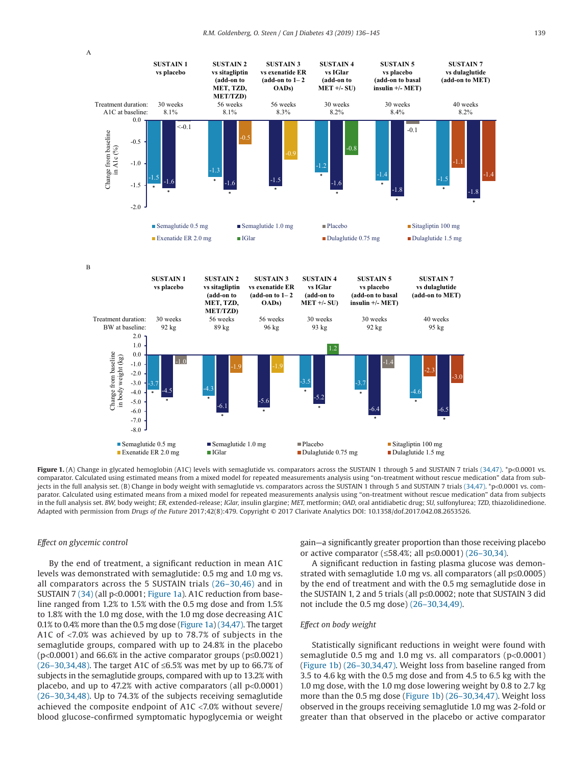A

SUSTAIN 1 vs placebo
SUSTAIN 2 vs sitagliptin (add-on to MET, TZD, MET/TZD)
SUSTAIN 3 vs exenatide ER (add-on to 1– 2 OADs)
SUSTAIN 4 vs IGlar (add-on to MET +/- SU)
SUSTAIN 5 vs placebo (add-on to basal insulin +/- MET)
SUSTAIN 7 vs dulaglutide (add-on to MET)

Treatment duration: 30 weeks | 56 weeks | 56 weeks | 30 weeks | 30 weeks | 40 weeks
A1C at baseline: 8.1% | 8.1% | 8.3% | 8.2% | 8.4% | 8.2%

Change from baseline in A1c (%)

0.0, -0.5, -1.0, -1.5, -2.0

-1.5 * -1.6 * <-0.1 | -1.3 * -1.6 * -0.5 | -1.5 * -0.9 | -1.2 * -1.6 * -0.8 | -1.4 * -1.8 * -0.1 | -1.5 * -1.1 -1.8 * -1.4

Semaglutide 0.5 mg; Semaglutide 1.0 mg; Placebo; Sitagliptin 100 mg; Exenatide ER 2.0 mg; IGlar; Dulaglutide 0.75 mg; Dulaglutide 1.5 mg

B

SUSTAIN 1 vs placebo
SUSTAIN 2 vs sitagliptin (add-on to MET, TZD, MET/TZD)
SUSTAIN 3 vs exenatide ER (add-on to 1– 2 OADs)
SUSTAIN 4 vs IGlar (add-on to MET +/- SU)
SUSTAIN 5 vs placebo (add-on to basal insulin +/- MET)
SUSTAIN 7 vs dulaglutide (add-on to MET)

Treatment duration: 30 weeks | 56 weeks | 56 weeks | 30 weeks | 30 weeks | 40 weeks
BW at baseline: 92 kg | 89 kg | 96 kg | 93 kg | 92 kg | 95 kg

Change from baseline in body weight (kg)

2.0, 1.0, 0.0, -1.0, -2.0, -3.0, -4.0, -5.0, -6.0, -7.0, -8.0

-3.7 * -4.5 * -1.0 | -4.3 * -6.1 * -1.9 | -5.6 * -1.9 | -3.5 * -5.2 * 1.2 | -3.7 * -6.4 * -1.4 | -4.6 * -2.3 -6.5 * -3.0

Semaglutide 0.5 mg; Semaglutide 1.0 mg; Placebo; Sitagliptin 100 mg; Exenatide ER 2.0 mg; IGlar; Dulaglutide 0.75 mg; Dulaglutide 1.5 mg

**Figure 1.** (A) Change in glycated hemoglobin (A1C) levels with semaglutide vs. comparators across the SUSTAIN 1 through 5 and SUSTAIN 7 trials (34,47). *p<0.0001 vs. comparator. Calculated using estimated means from a mixed model for repeated measurements analysis using "on-treatment without rescue medication" data from subjects in the full analysis set. (B) Change in body weight with semaglutide vs. comparators across the SUSTAIN 1 through 5 and SUSTAIN 7 trials (34,47). *p<0.0001 vs. comparator. Calculated using estimated means from a mixed model for repeated measurements analysis using "on-treatment without rescue medication" data from subjects in the full analysis set. *BW*, body weight; *ER*, extended-release; *IGlar*, insulin glargine; *MET*, metformin; *OAD*, oral antidiabetic drug; *SU*, sulfonylurea; *TZD*, thiazolidinedione. Adapted with permission from *Drugs of the Future* 2017;42(8):479. Copyright © 2017 Clarivate Analytics DOI: 10.1358/dof.2017.042.08.2653526.

### *Effect on glycemic control*

By the end of treatment, a significant reduction in mean A1C levels was demonstrated with semaglutide: 0.5 mg and 1.0 mg vs. all comparators across the 5 SUSTAIN trials (26–30,46) and in SUSTAIN 7 (34) (all p<0.0001; Figure 1a). A1C reduction from baseline ranged from 1.2% to 1.5% with the 0.5 mg dose and from 1.5% to 1.8% with the 1.0 mg dose, with the 1.0 mg dose decreasing A1C 0.1% to 0.4% more than the 0.5 mg dose (Figure 1a) (34,47). The target A1C of <7.0% was achieved by up to 78.7% of subjects in the semaglutide groups, compared with up to 24.8% in the placebo (p<0.0001) and 66.6% in the active comparator groups (p≤0.0021) (26–30,34,48). The target A1C of ≤6.5% was met by up to 66.7% of subjects in the semaglutide groups, compared with up to 13.2% with placebo, and up to 47.2% with active comparators (all p<0.0001) (26–30,34,48). Up to 74.3% of the subjects receiving semaglutide achieved the composite endpoint of A1C <7.0% without severe/blood glucose-confirmed symptomatic hypoglycemia or weight gain—a significantly greater proportion than those receiving placebo or active comparator (≤58.4%; all p≤0.0001) (26–30,34).

A significant reduction in fasting plasma glucose was demonstrated with semaglutide 1.0 mg vs. all comparators (all p≤0.0005) by the end of treatment and with the 0.5 mg semaglutide dose in the SUSTAIN 1, 2 and 5 trials (all p≤0.0002; note that SUSTAIN 3 did not include the 0.5 mg dose) (26–30,34,49).

### *Effect on body weight*

Statistically significant reductions in weight were found with semaglutide 0.5 mg and 1.0 mg vs. all comparators (p<0.0001) (Figure 1b) (26–30,34,47). Weight loss from baseline ranged from 3.5 to 4.6 kg with the 0.5 mg dose and from 4.5 to 6.5 kg with the 1.0 mg dose, with the 1.0 mg dose lowering weight by 0.8 to 2.7 kg more than the 0.5 mg dose (Figure 1b) (26–30,34,47). Weight loss observed in the groups receiving semaglutide 1.0 mg was 2-fold or greater than that observed in the placebo or active comparator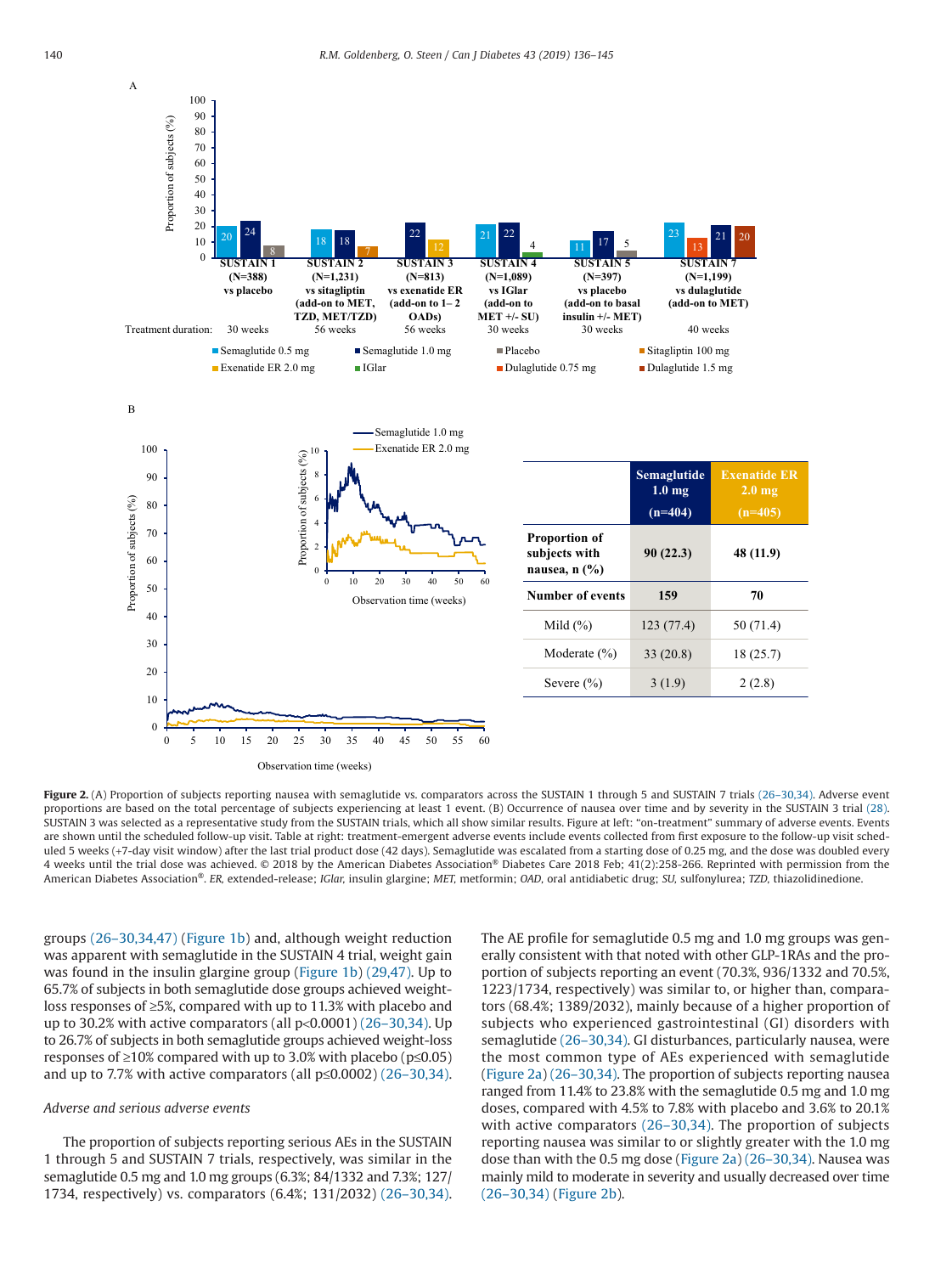A

Proportion of subjects (%)

100, 90, 80, 70, 60, 50, 40, 30, 20, 10, 0

20 24 8

18 18 7

22 12

21 22 4

11 17 5

23 13 21 20

SUSTAIN 1 (N=388) vs placebo

SUSTAIN 2 (N=1,231) vs sitagliptin (add-on to MET, TZD, MET/TZD)

SUSTAIN 3 (N=813) vs exenatide ER (add-on to 1– 2 OADs)

SUSTAIN 4 (N=1,089) vs IGlar (add-on to MET +/- SU)

SUSTAIN 5 (N=397) vs placebo (add-on to basal insulin +/- MET)

SUSTAIN 7 (N=1,199) vs dulaglutide (add-on to MET)

Treatment duration: 30 weeks 56 weeks 56 weeks 30 weeks 30 weeks 40 weeks

Semaglutide 0.5 mg, Semaglutide 1.0 mg, Placebo, Sitagliptin 100 mg, Exenatide ER 2.0 mg, IGlar, Dulaglutide 0.75 mg, Dulaglutide 1.5 mg

B

Semaglutide 1.0 mg

Exenatide ER 2.0 mg

Proportion of subjects (%)

Observation time (weeks)

| | Semaglutide 1.0 mg (n=404) | Exenatide ER 2.0 mg (n=405) |
|---|---|---|
| Proportion of subjects with nausea, n (%) | 90 (22.3) | 48 (11.9) |
| Number of events | 159 | 70 |
| Mild (%) | 123 (77.4) | 50 (71.4) |
| Moderate (%) | 33 (20.8) | 18 (25.7) |
| Severe (%) | 3 (1.9) | 2 (2.8) |

**Figure 2.** (A) Proportion of subjects reporting nausea with semaglutide vs. comparators across the SUSTAIN 1 through 5 and SUSTAIN 7 trials (26–30,34). Adverse event proportions are based on the total percentage of subjects experiencing at least 1 event. (B) Occurrence of nausea over time and by severity in the SUSTAIN 3 trial (28). SUSTAIN 3 was selected as a representative study from the SUSTAIN trials, which all show similar results. Figure at left: "on-treatment" summary of adverse events. Events are shown until the scheduled follow-up visit. Table at right: treatment-emergent adverse events include events collected from first exposure to the follow-up visit scheduled 5 weeks (+7-day visit window) after the last trial product dose (42 days). Semaglutide was escalated from a starting dose of 0.25 mg, and the dose was doubled every 4 weeks until the trial dose was achieved. © 2018 by the American Diabetes Association® Diabetes Care 2018 Feb; 41(2):258-266. Reprinted with permission from the American Diabetes Association®. *ER*, extended-release; *IGlar*, insulin glargine; *MET*, metformin; *OAD*, oral antidiabetic drug; *SU*, sulfonylurea; *TZD*, thiazolidinedione.

groups (26–30,34,47) (Figure 1b) and, although weight reduction was apparent with semaglutide in the SUSTAIN 4 trial, weight gain was found in the insulin glargine group (Figure 1b) (29,47). Up to 65.7% of subjects in both semaglutide dose groups achieved weight-loss responses of ≥5%, compared with up to 11.3% with placebo and up to 30.2% with active comparators (all $p<0.0001$) (26–30,34). Up to 26.7% of subjects in both semaglutide groups achieved weight-loss responses of ≥10% compared with up to 3.0% with placebo ($p \le 0.05$) and up to 7.7% with active comparators (all $p \le 0.0002$) (26–30,34).

*Adverse and serious adverse events*

The proportion of subjects reporting serious AEs in the SUSTAIN 1 through 5 and SUSTAIN 7 trials, respectively, was similar in the semaglutide 0.5 mg and 1.0 mg groups (6.3%; 84/1332 and 7.3%; 127/1734, respectively) vs. comparators (6.4%; 131/2032) (26–30,34). The AE profile for semaglutide 0.5 mg and 1.0 mg groups was generally consistent with that noted with other GLP-1RAs and the proportion of subjects reporting an event (70.3%, 936/1332 and 70.5%, 1223/1734, respectively) was similar to, or higher than, comparators (68.4%; 1389/2032), mainly because of a higher proportion of subjects who experienced gastrointestinal (GI) disorders with semaglutide (26–30,34). GI disturbances, particularly nausea, were the most common type of AEs experienced with semaglutide (Figure 2a) (26–30,34). The proportion of subjects reporting nausea ranged from 11.4% to 23.8% with the semaglutide 0.5 mg and 1.0 mg doses, compared with 4.5% to 7.8% with placebo and 3.6% to 20.1% with active comparators (26–30,34). The proportion of subjects reporting nausea was similar or slightly greater with the 1.0 mg dose than with the 0.5 mg dose (Figure 2a) (26–30,34). Nausea was mainly mild to moderate in severity and usually decreased over time (26–30,34) (Figure 2b).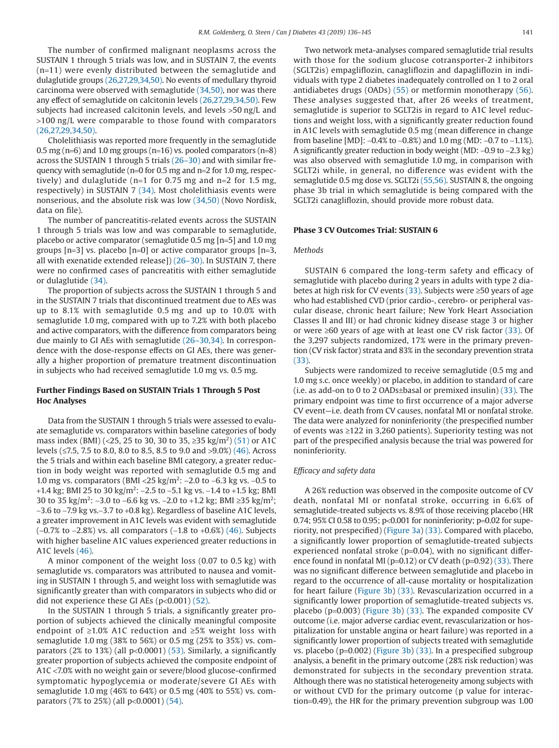The number of confirmed malignant neoplasms across the SUSTAIN 1 through 5 trials was low, and in SUSTAIN 7, the events (n=11) were evenly distributed between the semaglutide and dulaglutide groups (26,27,29,34,50). No events of medullary thyroid carcinoma were observed with semaglutide (34,50), nor was there any effect of semaglutide on calcitonin levels (26,27,29,34,50). Few subjects had increased calcitonin levels, and levels >50 ng/L and >100 ng/L were comparable to those found with comparators (26,27,29,34,50).

Cholelithiasis was reported more frequently in the semaglutide 0.5 mg (n=6) and 1.0 mg groups (n=16) vs. pooled comparators (n=8) across the SUSTAIN 1 through 5 trials (26–30) and with similar frequency with semaglutide (n=0 for 0.5 mg and n=2 for 1.0 mg, respectively) and dulaglutide (n=1 for 0.75 mg and n=2 for 1.5 mg, respectively) in SUSTAIN 7 (34). Most cholelithiasis events were nonserious, and the absolute risk was low (34,50) (Novo Nordisk, data on file).

The number of pancreatitis-related events across the SUSTAIN 1 through 5 trials was low and was comparable to semaglutide, placebo or active comparator (semaglutide 0.5 mg [n=5] and 1.0 mg groups [n=3] vs. placebo [n=0] or active comparator groups [n=3, all with exenatide extended release]) (26–30). In SUSTAIN 7, there were no confirmed cases of pancreatitis with either semaglutide or dulaglutide (34).

The proportion of subjects across the SUSTAIN 1 through 5 and in the SUSTAIN 7 trials that discontinued treatment due to AEs was up to 8.1% with semaglutide 0.5 mg and up to 10.0% with semaglutide 1.0 mg, compared with up to 7.2% with both placebo and active comparators, with the difference from comparators being due mainly to GI AEs with semaglutide (26–30,34). In correspondence with the dose-response effects on GI AEs, there was generally a higher proportion of premature treatment discontinuation in subjects who had received semaglutide 1.0 mg vs. 0.5 mg.

## Further Findings Based on SUSTAIN Trials 1 Through 5 Post Hoc Analyses

Data from the SUSTAIN 1 through 5 trials were assessed to evaluate semaglutide vs. comparators within baseline categories of body mass index (BMI) (<25, 25 to 30, 30 to 35, ≥35 kg/m$^2$) (51) or A1C levels (≤7.5, 7.5 to 8.0, 8.0 to 8.5, 8.5 to 9.0 and >9.0%) (46). Across the 5 trials and within each baseline BMI category, a greater reduction in body weight was reported with semaglutide 0.5 mg and 1.0 mg vs. comparators (BMI <25 kg/m$^2$: –2.0 to –6.3 kg vs. –0.5 to +1.4 kg; BMI 25 to 30 kg/m$^2$: –2.5 to –5.1 kg vs. –1.4 to +1.5 kg; BMI 30 to 35 kg/m$^2$: –3.0 to –6.6 kg vs. –2.0 to +1.2 kg; BMI ≥35 kg/m$^2$; –3.6 to –7.9 kg vs.–3.7 to +0.8 kg). Regardless of baseline A1C levels, a greater improvement in A1C levels was evident with semaglutide (–0.7% to –2.8%) vs. all comparators (–1.8 to +0.6%) (46). Subjects with higher baseline A1C values experienced greater reductions in A1C levels (46).

A minor component of the weight loss (0.07 to 0.5 kg) with semaglutide vs. comparators was attributed to nausea and vomiting in SUSTAIN 1 through 5, and weight loss with semaglutide was significantly greater than with comparators in subjects who did or did not experience these GI AEs (p<0.001) (52).

In the SUSTAIN 1 through 5 trials, a significantly greater proportion of subjects achieved the clinically meaningful composite endpoint of ≥1.0% A1C reduction and ≥5% weight loss with semaglutide 1.0 mg (38% to 56%) or 0.5 mg (25% to 35%) vs. comparators (2% to 13%) (all p<0.0001) (53). Similarly, a significantly greater proportion of subjects achieved the composite endpoint of A1C <7.0% with no weight gain or severe/blood glucose-confirmed symptomatic hypoglycemia or moderate/severe GI AEs with semaglutide 1.0 mg (46% to 64%) or 0.5 mg (40% to 55%) vs. comparators (7% to 25%) (all p<0.0001) (54).

Two network meta-analyses compared semaglutide trial results with those for the sodium glucose cotransporter-2 inhibitors (SGLT2is) empagliflozin, canagliflozin and dapagliflozin in individuals with type 2 diabetes inadequately controlled on 1 to 2 oral antidiabetes drugs (OADs) (55) or metformin monotherapy (56). These analyses suggested that, after 26 weeks of treatment, semaglutide is superior to SGLT2is in regard to A1C level reductions and weight loss, with a significantly greater reduction found in A1C levels with semaglutide 0.5 mg (mean difference in change from baseline [MD]: –0.4% to –0.8%) and 1.0 mg (MD: –0.7 to –1.1%). A significantly greater reduction in body weight (MD: –0.9 to –2.3 kg) was also observed with semaglutide 1.0 mg, in comparison with SGLT2i while, in general, no difference was evident with the semaglutide 0.5 mg dose vs. SGLT2i (55,56). SUSTAIN 8, the ongoing phase 3b trial in which semaglutide is being compared with the SGLT2i canagliflozin, should provide more robust data.

## Phase 3 CV Outcomes Trial: SUSTAIN 6

### *Methods*

SUSTAIN 6 compared the long-term safety and efficacy of semaglutide with placebo during 2 years in adults with type 2 diabetes at high risk for CV events (33). Subjects were ≥50 years of age who had established CVD (prior cardio-, cerebro- or peripheral vascular disease, chronic heart failure; New York Heart Association Classes II and III) or had chronic kidney disease stage 3 or higher or were ≥60 years of age with at least one CV risk factor (33). Of the 3,297 subjects randomized, 17% were in the primary prevention (CV risk factor) strata and 83% in the secondary prevention strata (33).

Subjects were randomized to receive semaglutide (0.5 mg and 1.0 mg s.c. once weekly) or placebo, in addition to standard of care (i.e. as add-on to 0 to 2 OADs±basal or premixed insulin) (33). The primary endpoint was time to first occurrence of a major adverse CV event—i.e. death from CV causes, nonfatal MI or nonfatal stroke. The data were analyzed for noninferiority (the prespecified number of events was ≥122 in 3,260 patients). Superiority testing was not part of the prespecified analysis because the trial was powered for noninferiority.

### *Efficacy and safety data*

A 26% reduction was observed in the composite outcome of CV death, nonfatal MI or nonfatal stroke, occurring in 6.6% of semaglutide-treated subjects vs. 8.9% of those receiving placebo (HR 0.74; 95% CI 0.58 to 0.95; p<0.001 for noninferiority; p=0.02 for superiority, not prespecified) (Figure 3a) (33). Compared with placebo, a significantly lower proportion of semaglutide-treated subjects experienced nonfatal stroke (p=0.04), with no significant difference found in nonfatal MI (p=0.12) or CV death (p=0.92) (33). There was no significant difference between semaglutide and placebo in regard to the occurrence of all-cause mortality or hospitalization for heart failure (Figure 3b) (33). Revascularization occurred in a significantly lower proportion of semaglutide-treated subjects vs. placebo (p=0.003) (Figure 3b) (33). The expanded composite CV outcome (i.e. major adverse cardiac event, revascularization or hospitalization for unstable angina or heart failure) was reported in a significantly lower proportion of subjects treated with semaglutide vs. placebo (p=0.002) (Figure 3b) (33). In a prespecified subgroup analysis, a benefit in the primary outcome (28% risk reduction) was demonstrated for subjects in the secondary prevention strata. Although there was no statistical heterogeneity among subjects with or without CVD for the primary outcome (p value for interaction=0.49), the HR for the primary prevention subgroup was 1.00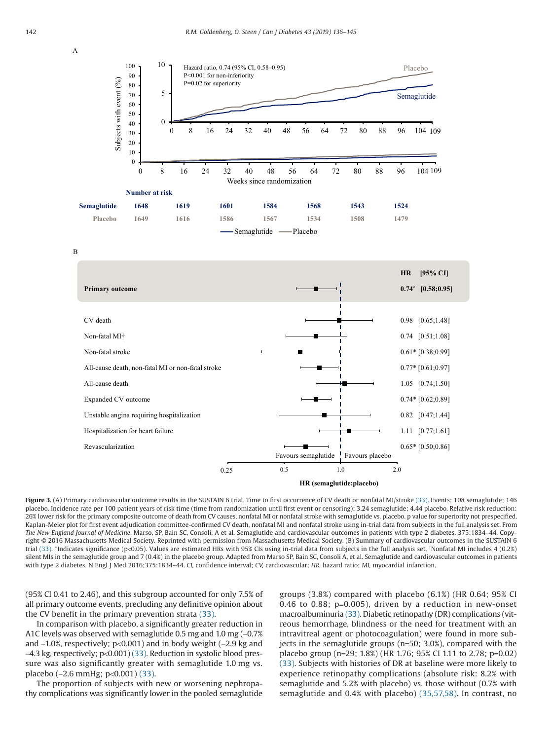A

Hazard ratio, 0.74 (95% CI, 0.58–0.95)
P<0.001 for non-inferiority
P=0.02 for superiority

Placebo

Semaglutide

Subjects with event (%)

Weeks since randomization

Number at risk

Semaglutide 1648 1619 1601 1584 1568 1543 1524

Placebo 1649 1616 1586 1567 1534 1508 1479

Semaglutide Placebo

B

HR [95% CI]

Primary outcome 0.74* [0.58;0.95]

CV death 0.98 [0.65;1.48]

Non-fatal MI† 0.74 [0.51;1.08]

Non-fatal stroke 0.61* [0.38;0.99]

All-cause death, non-fatal MI or non-fatal stroke 0.77* [0.61;0.97]

All-cause death 1.05 [0.74;1.50]

Expanded CV outcome 0.74* [0.62;0.89]

Unstable angina requiring hospitalization 0.82 [0.47;1.44]

Hospitalization for heart failure 1.11 [0.77;1.61]

Revascularization 0.65* [0.50;0.86]

Favours semaglutide Favours placebo

HR (semaglutide:placebo)

**Figure 3.** (A) Primary cardiovascular outcome results in the SUSTAIN 6 trial. Time to first occurrence of CV death or nonfatal MI/stroke (33). Events: 108 semaglutide; 146 placebo. Incidence rate per 100 patient years of risk time (time from randomization until first event or censoring): 3.24 semaglutide; 4.44 placebo. Relative risk reduction: 26% lower risk for the primary composite outcome of death from CV causes, nonfatal MI or nonfatal stroke with semaglutide vs. placebo. p value for superiority not prespecified. Kaplan-Meier plot for first event adjudication committee-confirmed CV death, nonfatal MI and nonfatal stroke using in-trial data from subjects in the full analysis set. From *The New England Journal of Medicine*, Marso, SP, Bain SC, Consoli, A et al. Semaglutide and cardiovascular outcomes in patients with type 2 diabetes. 375:1834–44. Copyright © 2016 Massachusetts Medical Society. Reprinted with permission from Massachusetts Medical Society. (B) Summary of cardiovascular outcomes in the SUSTAIN 6 trial (33). *Indicates significance (p<0.05). Values are estimated HRs with 95% CIs using in-trial data from subjects in the full analysis set. †Nonfatal MI includes 4 (0.2%) silent MIs in the semaglutide group and 7 (0.4%) in the placebo group. Adapted from Marso SP, Bain SC, Consoli A, et al. Semaglutide and cardiovascular outcomes in patients with type 2 diabetes. N Engl J Med 2016;375:1834–44. *CI*, confidence interval; *CV*, cardiovascular; *HR*, hazard ratio; *MI*, myocardial infarction.

(95% CI 0.41 to 2.46), and this subgroup accounted for only 7.5% of all primary outcome events, precluding any definitive opinion about the CV benefit in the primary prevention strata (33).

In comparison with placebo, a significantly greater reduction in A1C levels was observed with semaglutide 0.5 mg and 1.0 mg (–0.7% and –1.0%, respectively; p<0.001) and in body weight (–2.9 kg and –4.3 kg, respectively; p<0.001) (33). Reduction in systolic blood pressure was also significantly greater with semaglutide 1.0 mg vs. placebo (–2.6 mmHg; p<0.001) (33).

The proportion of subjects with new or worsening nephropathy complications was significantly lower in the pooled semaglutide groups (3.8%) compared with placebo (6.1%) (HR 0.64; 95% CI 0.46 to 0.88; p=0.005), driven by a reduction in new-onset macroalbuminuria (33). Diabetic retinopathy (DR) complications (vitreous hemorrhage, blindness or the need for treatment with an intravitreal agent or photocoagulation) were found in more subjects in the semaglutide groups (n=50; 3.0%), compared with the placebo group (n=29; 1.8%) (HR 1.76; 95% CI 1.11 to 2.78; p=0.02) (33). Subjects with histories of DR at baseline were more likely to experience retinopathy complications (absolute risk: 8.2% with semaglutide and 5.2% with placebo) vs. those without (0.7% with semaglutide and 0.4% with placebo) (35,57,58). In contrast, no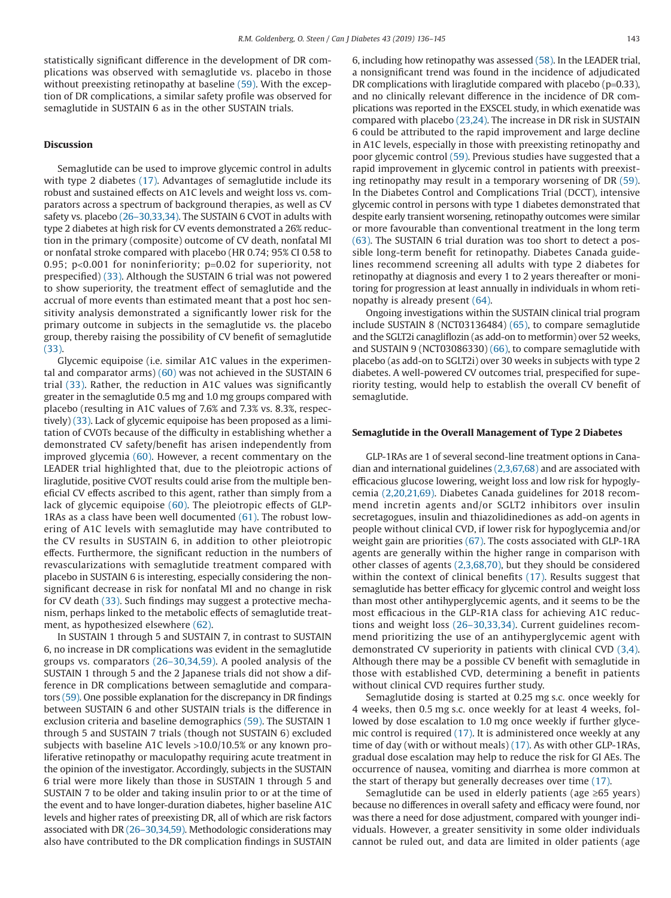statistically significant difference in the development of DR complications was observed with semaglutide vs. placebo in those without preexisting retinopathy at baseline (59). With the exception of DR complications, a similar safety profile was observed for semaglutide in SUSTAIN 6 as in the other SUSTAIN trials.

## Discussion

Semaglutide can be used to improve glycemic control in adults with type 2 diabetes (17). Advantages of semaglutide include its robust and sustained effects on A1C levels and weight loss vs. comparators across a spectrum of background therapies, as well as CV safety vs. placebo (26–30,33,34). The SUSTAIN 6 CVOT in adults with type 2 diabetes at high risk for CV events demonstrated a 26% reduction in the primary (composite) outcome of CV death, nonfatal MI or nonfatal stroke compared with placebo (HR 0.74; 95% CI 0.58 to 0.95; $p<0.001$ for noninferiority; $p=0.02$ for superiority, not prespecified) (33). Although the SUSTAIN 6 trial was not powered to show superiority, the treatment effect of semaglutide and the accrual of more events than estimated meant that a post hoc sensitivity analysis demonstrated a significantly lower risk for the primary outcome in subjects in the semaglutide vs. the placebo group, thereby raising the possibility of CV benefit of semaglutide (33).

Glycemic equipoise (i.e. similar A1C values in the experimental and comparator arms) (60) was not achieved in the SUSTAIN 6 trial (33). Rather, the reduction in A1C values was significantly greater in the semaglutide 0.5 mg and 1.0 mg groups compared with placebo (resulting in A1C values of 7.6% and 7.3% vs. 8.3%, respectively) (33). Lack of glycemic equipoise has been proposed as a limitation of CVOTs because of the difficulty in establishing whether a demonstrated CV safety/benefit has arisen independently from improved glycemia (60). However, a recent commentary on the LEADER trial highlighted that, due to the pleiotropic actions of liraglutide, positive CVOT results could arise from the multiple beneficial CV effects ascribed to this agent, rather than simply from a lack of glycemic equipoise (60). The pleiotropic effects of GLP-1RAs as a class have been well documented (61). The robust lowering of A1C levels with semaglutide may have contributed to the CV results in SUSTAIN 6, in addition to other pleiotropic effects. Furthermore, the significant reduction in the numbers of revascularizations with semaglutide treatment compared with placebo in SUSTAIN 6 is interesting, especially considering the nonsignificant decrease in risk for nonfatal MI and no change in risk for CV death (33). Such findings may suggest a protective mechanism, perhaps linked to the metabolic effects of semaglutide treatment, as hypothesized elsewhere (62).

In SUSTAIN 1 through 5 and SUSTAIN 7, in contrast to SUSTAIN 6, no increase in DR complications was evident in the semaglutide groups vs. comparators (26–30,34,59). A pooled analysis of the SUSTAIN 1 through 5 and the 2 Japanese trials did not show a difference in DR complications between semaglutide and comparators (59). One possible explanation for the discrepancy in DR findings between SUSTAIN 6 and other SUSTAIN trials is the difference in exclusion criteria and baseline demographics (59). The SUSTAIN 1 through 5 and SUSTAIN 7 trials (though not SUSTAIN 6) excluded subjects with baseline A1C levels >10.0/10.5% or any known proliferative retinopathy or maculopathy requiring acute treatment in the opinion of the investigator. Accordingly, subjects in the SUSTAIN 6 trial were more likely than those in SUSTAIN 1 through 5 and SUSTAIN 7 to be older and taking insulin prior to or at the time of the event and to have longer-duration diabetes, higher baseline A1C levels and higher rates of preexisting DR, all of which are risk factors associated with DR (26–30,34,59). Methodologic considerations may also have contributed to the DR complication findings in SUSTAIN 6, including how retinopathy was assessed (58). In the LEADER trial, a nonsignificant trend was found in the incidence of adjudicated DR complications with liraglutide compared with placebo ($p=0.33$), and no clinically relevant difference in the incidence of DR complications was reported in the EXSCEL study, in which exenatide was compared with placebo (23,24). The increase in DR risk in SUSTAIN 6 could be attributed to the rapid improvement and large decline in A1C levels, especially in those with preexisting retinopathy and poor glycemic control (59). Previous studies have suggested that a rapid improvement in glycemic control in patients with preexisting retinopathy may result in a temporary worsening of DR (59). In the Diabetes Control and Complications Trial (DCCT), intensive glycemic control in persons with type 1 diabetes demonstrated that despite early transient worsening, retinopathy outcomes were similar or more favourable than conventional treatment in the long term (63). The SUSTAIN 6 trial duration was too short to detect a possible long-term benefit for retinopathy. Diabetes Canada guidelines recommend screening all adults with type 2 diabetes for retinopathy at diagnosis and every 1 to 2 years thereafter or monitoring for progression at least annually in individuals in whom retinopathy is already present (64).

Ongoing investigations within the SUSTAIN clinical trial program include SUSTAIN 8 (NCT03136484) (65), to compare semaglutide and the SGLT2i canagliflozin (as add-on to metformin) over 52 weeks, and SUSTAIN 9 (NCT03086330) (66), to compare semaglutide with placebo (as add-on to SGLT2i) over 30 weeks in subjects with type 2 diabetes. A well-powered CV outcomes trial, prespecified for superiority testing, would help to establish the overall CV benefit of semaglutide.

## Semaglutide in the Overall Management of Type 2 Diabetes

GLP-1RAs are 1 of several second-line treatment options in Canadian and international guidelines (2,3,67,68) and are associated with efficacious glucose lowering, weight loss and low risk for hypoglycemia (2,20,21,69). Diabetes Canada guidelines for 2018 recommend incretin agents and/or SGLT2 inhibitors over insulin secretagogues, insulin and thiazolidinediones as add-on agents in people without clinical CVD, if lower risk for hypoglycemia and/or weight gain are priorities (67). The costs associated with GLP-1RA agents are generally within the higher range in comparison with other classes of agents (2,3,68,70), but they should be considered within the context of clinical benefits (17). Results suggest that semaglutide has better efficacy for glycemic control and weight loss than most other antihyperglycemic agents, and it seems to be the most efficacious in the GLP-R1A class for achieving A1C reductions and weight loss (26–30,33,34). Current guidelines recommend prioritizing the use of an antihyperglycemic agent with demonstrated CV superiority in patients with clinical CVD (3,4). Although there may be a possible CV benefit with semaglutide in those with established CVD, determining a benefit in patients without clinical CVD requires further study.

Semaglutide dosing is started at 0.25 mg s.c. once weekly for 4 weeks, then 0.5 mg s.c. once weekly for at least 4 weeks, followed by dose escalation to 1.0 mg once weekly if further glycemic control is required (17). It is administered once weekly at any time of day (with or without meals) (17). As with other GLP-1RAs, gradual dose escalation may help to reduce the risk for GI AEs. The occurrence of nausea, vomiting and diarrhea is more common at the start of therapy but generally decreases over time (17).

Semaglutide can be used in elderly patients (age ≥65 years) because no differences in overall safety and efficacy were found, nor was there a need for dose adjustment, compared with younger individuals. However, a greater sensitivity in some older individuals cannot be ruled out, and data are limited in older patients (age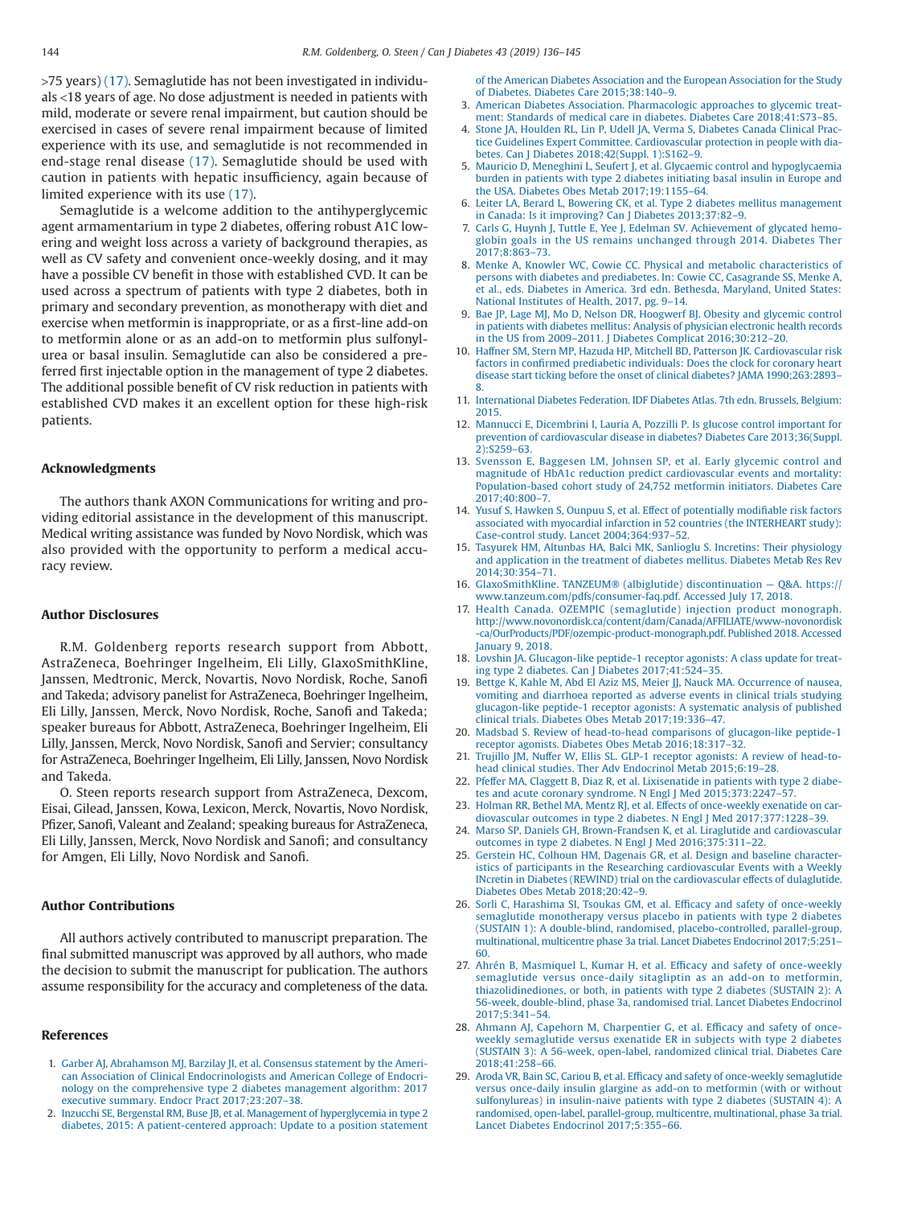>75 years) (17). Semaglutide has not been investigated in individuals <18 years of age. No dose adjustment is needed in patients with mild, moderate or severe renal impairment, but caution should be exercised in cases of severe renal impairment because of limited experience with its use, and semaglutide is not recommended in end-stage renal disease (17). Semaglutide should be used with caution in patients with hepatic insufficiency, again because of limited experience with its use (17).

Semaglutide is a welcome addition to the antihyperglycemic agent armamentarium in type 2 diabetes, offering robust A1C lowering and weight loss across a variety of background therapies, as well as CV safety and convenient once-weekly dosing, and it may have a possible CV benefit in those with established CVD. It can be used across a spectrum of patients with type 2 diabetes, both in primary and secondary prevention, as monotherapy with diet and exercise when metformin is inappropriate, or as a first-line add-on to metformin alone or as an add-on to metformin plus sulfonylurea or basal insulin. Semaglutide can also be considered a preferred first injectable option in the management of type 2 diabetes. The additional possible benefit of CV risk reduction in patients with established CVD makes it an excellent option for these high-risk patients.

## Acknowledgments

The authors thank AXON Communications for writing and providing editorial assistance in the development of this manuscript. Medical writing assistance was funded by Novo Nordisk, which was also provided with the opportunity to perform a medical accuracy review.

## Author Disclosures

R.M. Goldenberg reports research support from Abbott, AstraZeneca, Boehringer Ingelheim, Eli Lilly, GlaxoSmithKline, Janssen, Medtronic, Merck, Novartis, Novo Nordisk, Roche, Sanofi and Takeda; advisory panelist for AstraZeneca, Boehringer Ingelheim, Eli Lilly, Janssen, Merck, Novo Nordisk, Roche, Sanofi and Takeda; speaker bureaus for Abbott, AstraZeneca, Boehringer Ingelheim, Eli Lilly, Janssen, Merck, Novo Nordisk, Sanofi and Servier; consultancy for AstraZeneca, Boehringer Ingelheim, Eli Lilly, Janssen, Novo Nordisk and Takeda.

O. Steen reports research support from AstraZeneca, Dexcom, Eisai, Gilead, Janssen, Kowa, Lexicon, Merck, Novartis, Novo Nordisk, Pfizer, Sanofi, Valeant and Zealand; speaking bureaus for AstraZeneca, Eli Lilly, Janssen, Merck, Novo Nordisk and Sanofi; and consultancy for Amgen, Eli Lilly, Novo Nordisk and Sanofi.

## Author Contributions

All authors actively contributed to manuscript preparation. The final submitted manuscript was approved by all authors, who made the decision to submit the manuscript for publication. The authors assume responsibility for the accuracy and completeness of the data.

## References

1. Garber AJ, Abrahamson MJ, Barzilay JI, et al. Consensus statement by the American Association of Clinical Endocrinologists and American College of Endocrinology on the comprehensive type 2 diabetes management algorithm: 2017 executive summary. Endocr Pract 2017;23:207–38.
2. Inzucchi SE, Bergenstal RM, Buse JB, et al. Management of hyperglycemia in type 2 diabetes, 2015: A patient-centered approach: Update to a position statement of the American Diabetes Association and the European Association for the Study of Diabetes. Diabetes Care 2015;38:140–9.
3. American Diabetes Association. Pharmacologic approaches to glycemic treatment: Standards of medical care in diabetes. Diabetes Care 2018;41:S73–85.
4. Stone JA, Houlden RL, Lin P, Udell JA, Verma S, Diabetes Canada Clinical Practice Guidelines Expert Committee. Cardiovascular protection in people with diabetes. Can J Diabetes 2018;42(Suppl. 1):S162–9.
5. Mauricio D, Meneghini L, Seufert J, et al. Glycaemic control and hypoglycaemia burden in patients with type 2 diabetes initiating basal insulin in Europe and the USA. Diabetes Obes Metab 2017;19:1155–64.
6. Leiter LA, Berard L, Bowering CK, et al. Type 2 diabetes mellitus management in Canada: Is it improving? Can J Diabetes 2013;37:82–9.
7. Carls G, Huynh J, Tuttle E, Yee J, Edelman SV. Achievement of glycated hemoglobin goals in the US remains unchanged through 2014. Diabetes Ther 2017;8:863–73.
8. Menke A, Knowler WC, Cowie CC. Physical and metabolic characteristics of persons with diabetes and prediabetes. In: Cowie CC, Casagrande SS, Menke A, et al., eds. Diabetes in America. 3rd edn. Bethesda, Maryland, United States: National Institutes of Health, 2017, pg. 9–14.
9. Bae JP, Lage MJ, Mo D, Nelson DR, Hoogwerf BJ. Obesity and glycemic control in patients with diabetes mellitus: Analysis of physician electronic health records in the US from 2009–2011. J Diabetes Complicat 2016;30:212–20.
10. Haffner SM, Stern MP, Hazuda HP, Mitchell BD, Patterson JK. Cardiovascular risk factors in confirmed prediabetic individuals: Does the clock for coronary heart disease start ticking before the onset of clinical diabetes? JAMA 1990;263:2893–8.
11. International Diabetes Federation. IDF Diabetes Atlas. 7th edn. Brussels, Belgium: 2015.
12. Mannucci E, Dicembrini I, Lauria A, Pozzilli P. Is glucose control important for prevention of cardiovascular disease in diabetes? Diabetes Care 2013;36(Suppl. 2):S259–63.
13. Svensson E, Baggesen LM, Johnsen SP, et al. Early glycemic control and magnitude of HbA1c reduction predict cardiovascular events and mortality: Population-based cohort study of 24,752 metformin initiators. Diabetes Care 2017;40:800–7.
14. Yusuf S, Hawken S, Ounpuu S, et al. Effect of potentially modifiable risk factors associated with myocardial infarction in 52 countries (the INTERHEART study): Case-control study. Lancet 2004;364:937–52.
15. Tasyurek HM, Altunbas HA, Balci MK, Sanlioglu S. Incretins: Their physiology and application in the treatment of diabetes mellitus. Diabetes Metab Res Rev 2014;30:354–71.
16. GlaxoSmithKline. TANZEUM® (albiglutide) discontinuation — Q&A. https://www.tanzeum.com/pdfs/consumer-faq.pdf. Accessed July 17, 2018.
17. Health Canada. OZEMPIC (semaglutide) injection product monograph. http://www.novonordisk.ca/content/dam/Canada/AFFILIATE/www-novonordisk-ca/OurProducts/PDF/ozempic-product-monograph.pdf. Published 2018. Accessed January 9, 2018.
18. Lovshin JA. Glucagon-like peptide-1 receptor agonists: A class update for treating type 2 diabetes. Can J Diabetes 2017;41:524–35.
19. Bettge K, Kahle M, Abd El Aziz MS, Meier JJ, Nauck MA. Occurrence of nausea, vomiting and diarrhoea reported as adverse events in clinical trials studying glucagon-like peptide-1 receptor agonists: A systematic analysis of published clinical trials. Diabetes Obes Metab 2017;19:336–47.
20. Madsbad S. Review of head-to-head comparisons of glucagon-like peptide-1 receptor agonists. Diabetes Obes Metab 2016;18:317–32.
21. Trujillo JM, Nuffer W, Ellis SL. GLP-1 receptor agonists: A review of head-to-head clinical studies. Ther Adv Endocrinol Metab 2015;6:19–28.
22. Pfeffer MA, Claggett B, Diaz R, et al. Lixisenatide in patients with type 2 diabetes and acute coronary syndrome. N Engl J Med 2015;373:2247–57.
23. Holman RR, Bethel MA, Mentz RJ, et al. Effects of once-weekly exenatide on cardiovascular outcomes in type 2 diabetes. N Engl J Med 2017;377:1228–39.
24. Marso SP, Daniels GH, Brown-Frandsen K, et al. Liraglutide and cardiovascular outcomes in type 2 diabetes. N Engl J Med 2016;375:311–22.
25. Gerstein HC, Colhoun HM, Dagenais GR, et al. Design and baseline characteristics of participants in the Researching cardiovascular Events with a Weekly INcretin in Diabetes (REWIND) trial on the cardiovascular effects of dulaglutide. Diabetes Obes Metab 2018;20:42–9.
26. Sorli C, Harashima SI, Tsoukas GM, et al. Efficacy and safety of once-weekly semaglutide monotherapy versus placebo in patients with type 2 diabetes (SUSTAIN 1): A double-blind, randomised, placebo-controlled, parallel-group, multinational, multicentre phase 3a trial. Lancet Diabetes Endocrinol 2017;5:251–60.
27. Ahrén B, Masmiquel L, Kumar H, et al. Efficacy and safety of once-weekly semaglutide versus once-daily sitagliptin as an add-on to metformin, thiazolidinediones, or both, in patients with type 2 diabetes (SUSTAIN 2): A 56-week, double-blind, phase 3a, randomised trial. Lancet Diabetes Endocrinol 2017;5:341–54.
28. Ahmann AJ, Capehorn M, Charpentier G, et al. Efficacy and safety of once-weekly semaglutide versus exenatide ER in subjects with type 2 diabetes (SUSTAIN 3): A 56-week, open-label, randomized clinical trial. Diabetes Care 2018;41:258–66.
29. Aroda VR, Bain SC, Cariou B, et al. Efficacy and safety of once-weekly semaglutide versus once-daily insulin glargine as add-on to metformin (with or without sulfonylureas) in insulin-naive patients with type 2 diabetes (SUSTAIN 4): A randomised, open-label, parallel-group, multicentre, multinational, phase 3a trial. Lancet Diabetes Endocrinol 2017;5:355–66.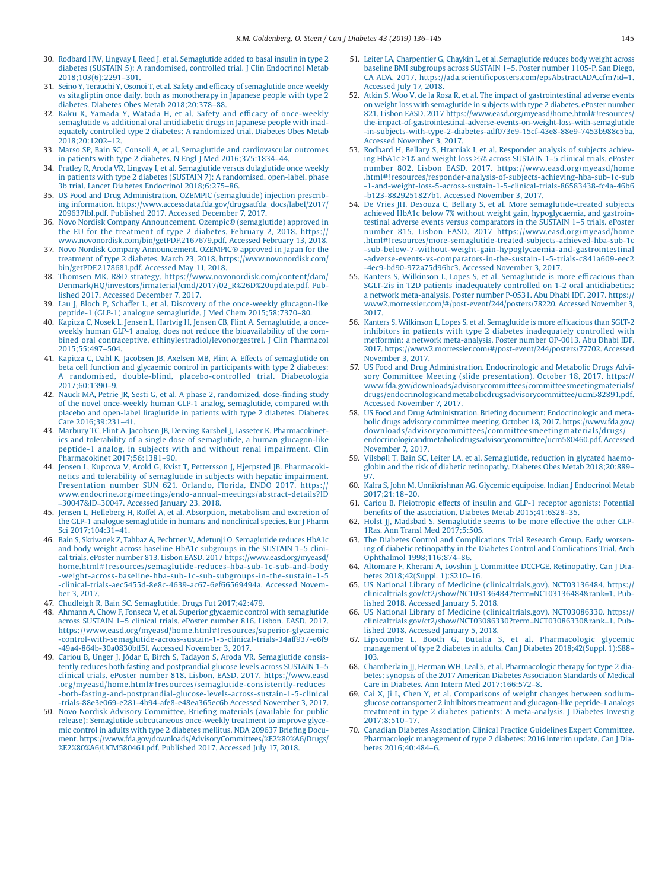30. Rodbard HW, Lingvay I, Reed J, et al. Semaglutide added to basal insulin in type 2 diabetes (SUSTAIN 5): A randomised, controlled trial. J Clin Endocrinol Metab 2018;103(6):2291–301.
31. Seino Y, Terauchi Y, Osonoi T, et al. Safety and efficacy of semaglutide once weekly vs sitagliptin once daily, both as monotherapy in Japanese people with type 2 diabetes. Diabetes Obes Metab 2018;20:378–88.
32. Kaku K, Yamada Y, Watada H, et al. Safety and efficacy of once-weekly semaglutide vs additional oral antidiabetic drugs in Japanese people with inadequately controlled type 2 diabetes: A randomized trial. Diabetes Obes Metab 2018;20:1202–12.
33. Marso SP, Bain SC, Consoli A, et al. Semaglutide and cardiovascular outcomes in patients with type 2 diabetes. N Engl J Med 2016;375:1834–44.
34. Pratley R, Aroda VR, Lingvay I, et al. Semaglutide versus dulaglutide once weekly in patients with type 2 diabetes (SUSTAIN 7): A randomised, open-label, phase 3b trial. Lancet Diabetes Endocrinol 2018;6:275–86.
35. US Food and Drug Administration. OZEMPIC (semaglutide) injection prescribing information. https://www.accessdata.fda.gov/drugsatfda_docs/label/2017/209637lbl.pdf. Published 2017. Accessed December 7, 2017.
36. Novo Nordisk Company Announcement. Ozempic® (semaglutide) approved in the EU for the treatment of type 2 diabetes. February 2, 2018. https://www.novonordisk.com/bin/getPDF.2167679.pdf. Accessed February 13, 2018.
37. Novo Nordisk Company Announcement. OZEMPIC® approved in Japan for the treatment of type 2 diabetes. March 23, 2018. https://www.novonordisk.com/bin/getPDF.2178681.pdf. Accessed May 11, 2018.
38. Thomsen MK. R&D strategy. https://www.novonordisk.com/content/dam/Denmark/HQ/investors/irmaterial/cmd/2017/02_R%26D%20update.pdf. Published 2017. Accessed December 7, 2017.
39. Lau J, Bloch P, Schaffer L, et al. Discovery of the once-weekly glucagon-like peptide-1 (GLP-1) analogue semaglutide. J Med Chem 2015;58:7370–80.
40. Kapitza C, Nosek L, Jensen L, Hartvig H, Jensen CB, Flint A. Semaglutide, a once-weekly human GLP-1 analog, does not reduce the bioavailability of the combined oral contraceptive, ethinylestradiol/levonorgestrel. J Clin Pharmacol 2015;55:497–504.
41. Kapitza C, Dahl K, Jacobsen JB, Axelsen MB, Flint A. Effects of semaglutide on beta cell function and glycaemic control in participants with type 2 diabetes: A randomised, double-blind, placebo-controlled trial. Diabetologia 2017;60:1390–9.
42. Nauck MA, Petrie JR, Sesti G, et al. A phase 2, randomized, dose-finding study of the novel once-weekly human GLP-1 analog, semaglutide, compared with placebo and open-label liraglutide in patients with type 2 diabetes. Diabetes Care 2016;39:231–41.
43. Marbury TC, Flint A, Jacobsen JB, Derving Karsbøl J, Lasseter K. Pharmacokinetics and tolerability of a single dose of semaglutide, a human glucagon-like peptide-1 analog, in subjects with and without renal impairment. Clin Pharmacokinet 2017;56:1381–90.
44. Jensen L, Kupcova V, Arold G, Kvist T, Pettersson J, Hjerpsted JB. Pharmacokinetics and tolerability of semaglutide in subjects with hepatic impairment. Presentation number SUN 621. Orlando, Florida, ENDO 2017. https://www.endocrine.org/meetings/endo-annual-meetings/abstract-details?ID=30047&ID=30047. Accessed January 23, 2018.
45. Jensen L, Helleberg H, Roffel A, et al. Absorption, metabolism and excretion of the GLP-1 analogue semaglutide in humans and nonclinical species. Eur J Pharm Sci 2017;104:31–41.
46. Bain S, Skrivanek Z, Tahbaz A, Pechtner V, Adetunji O. Semaglutide reduces HbA1c and body weight across baseline HbA1c subgroups in the SUSTAIN 1–5 clinical trials. ePoster number 813. Lisbon EASD. 2017 https://www.easd.org/myeasd/home.html#!resources/semaglutide-reduces-hba-sub-1c-sub-and-body-weight-across-baseline-hba-sub-1c-sub-subgroups-in-the-sustain-1-5-clinical-trials-aec5455d-8e8c-4639-ac67-6ef66569494a. Accessed November 3, 2017.
47. Chudleigh R, Bain SC. Semaglutide. Drugs Fut 2017;42:479.
48. Ahmann A, Chow F, Fonseca V, et al. Superior glycaemic control with semaglutide across SUSTAIN 1–5 clinical trials. ePoster number 816. Lisbon. EASD. 2017. https://www.easd.org/myeasd/home.html#!resources/superior-glycaemic-control-with-semaglutide-across-sustain-1-5-clinical-trials-34aff937-e6f9-49a4-864b-30a0830bff5f. Accessed November 3, 2017.
49. Cariou B, Unger J, Jódar E, Birch S, Tadayon S, Aroda VR. Semaglutide consistently reduces both fasting and postprandial glucose levels across SUSTAIN 1–5 clinical trials. ePoster number 818. Lisbon. EASD. 2017. https://www.easd.org/myeasd/home.html#!resources/semaglutide-consistently-reduces-both-fasting-and-postprandial-glucose-levels-across-sustain-1-5-clinical-trials-88e3e069-e281-4b94-afe8-e48ea365ec6b Accessed November 3, 2017.
50. Novo Nordisk Advisory Committee. Briefing materials (available for public release): Semaglutide subcutaneous once-weekly treatment to improve glycemic control in adults with type 2 diabetes mellitus. NDA 209637 Briefing Document. https://www.fda.gov/downloads/AdvisoryCommittees/%E2%80%A6/Drugs/%E2%80%A6/UCM580461.pdf. Published 2017. Accessed July 17, 2018.
51. Leiter LA, Charpentier G, Chaykin L, et al. Semaglutide reduces body weight across baseline BMI subgroups across SUSTAIN 1–5. Poster number 1105-P. San Diego, CA ADA. 2017. https://ada.scientificposters.com/epsAbstractADA.cfm?id=1. Accessed July 17, 2018.
52. Atkin S, Woo V, de la Rosa R, et al. The impact of gastrointestinal adverse events on weight loss with semaglutide in subjects with type 2 diabetes. ePoster number 821. Lisbon EASD. 2017 https://www.easd.org/myeasd/home.html#!resources/the-impact-of-gastrointestinal-adverse-events-on-weight-loss-with-semaglutide-in-subjects-with-type-2-diabetes-adf073e9-15cf-43e8-88e9-7453b988c5ba. Accessed November 3, 2017.
53. Rodbard H, Bellary S, Hramiak I, et al. Responder analysis of subjects achieving HbA1c ≥1% and weight loss ≥5% across SUSTAIN 1–5 clinical trials. ePoster number 802. Lisbon EASD. 2017. https://www.easd.org/myeasd/home.html#!resources/responder-analysis-of-subjects-achieving-hba-sub-1c-sub-1-and-weight-loss-5-across-sustain-1-5-clinical-trials-86583438-fc4a-46b6-b123-8829251827b1. Accessed November 3, 2017.
54. De Vries JH, Desouza C, Bellary S, et al. More semaglutide-treated subjects achieved HbA1c below 7% without weight gain, hypoglycaemia, and gastrointestinal adverse events versus comparators in the SUSTAIN 1–5 trials. ePoster number 815. Lisbon EASD. 2017 https://www.easd.org/myeasd/home.html#!resources/more-semaglutide-treated-subjects-achieved-hba-sub-1c-sub-below-7-without-weight-gain-hypoglycaemia-and-gastrointestinal-adverse-events-vs-comparators-in-the-sustain-1-5-trials-c841a609-eec2-4ec9-bd90-972a75d96bc3. Accessed November 3, 2017.
55. Kanters S, Wilkinson L, Lopes S, et al. Semaglutide is more efficacious than SGLT-2is in T2D patients inadequately controlled on 1-2 oral antidiabetics: a network meta-analysis. Poster number P-0531. Abu Dhabi IDF. 2017. https://www2.morressier.com/#/post-event/244/posters/78220. Accessed November 3, 2017.
56. Kanters S, Wilkinson L, Lopes S, et al. Semaglutide is more efficacious than SGLT-2 inhibitors in patients with type 2 diabetes inadequately controlled with metformin: a network meta-analysis. Poster number OP-0013. Abu Dhabi IDF. 2017. https://www2.morressier.com/#/post-event/244/posters/77702. Accessed November 3, 2017.
57. US Food and Drug Administration. Endocrinologic and Metabolic Drugs Advisory Committee Meeting (slide presentation). October 18, 2017. https://www.fda.gov/downloads/advisorycommittees/committeesmeetingmaterials/drugs/endocrinologicandmetabolicdrugsadvisorycommittee/ucm582891.pdf. Accessed November 7, 2017.
58. US Food and Drug Administration. Briefing document: Endocrinologic and metabolic drugs advisory committee meeting. October 18, 2017. https://www.fda.gov/downloads/advisorycommittees/committeesmeetingmaterials/drugs/endocrinologicandmetabolicdrugsadvisorycommittee/ucm580460.pdf. Accessed November 7, 2017.
59. Vilsbøll T, Bain SC, Leiter LA, et al. Semaglutide, reduction in glycated haemoglobin and the risk of diabetic retinopathy. Diabetes Obes Metab 2018;20:889–97.
60. Kalra S, John M, Unnikrishnan AG. Glycemic equipoise. Indian J Endocrinol Metab 2017;21:18–20.
61. Cariou B. Pleiotropic effects of insulin and GLP-1 receptor agonists: Potential benefits of the association. Diabetes Metab 2015;41:6S28–35.
62. Holst JJ, Madsbad S. Semaglutide seems to be more effective the other GLP-1Ras. Ann Transl Med 2017;5:505.
63. The Diabetes Control and Complications Trial Research Group. Early worsening of diabetic retinopathy in the Diabetes Control and Comlications Trial. Arch Ophthalmol 1998;116:874–86.
64. Altomare F, Kherani A, Lovshin J. Committee DCCPGE. Retinopathy. Can J Diabetes 2018;42(Suppl. 1):S210–16.
65. US National Library of Medicine (clinicaltrials.gov). NCT03136484. https://clinicaltrials.gov/ct2/show/NCT03136484?term=NCT03136484&rank=1. Published 2018. Accessed January 5, 2018.
66. US National Library of Medicine (clinicaltrials.gov). NCT03086330. https://clinicaltrials.gov/ct2/show/NCT03086330?term=NCT03086330&rank=1. Published 2018. Accessed January 5, 2018.
67. Lipscombe L, Booth G, Butalia S, et al. Pharmacologic glycemic management of type 2 diabetes in adults. Can J Diabetes 2018;42(Suppl. 1):S88–103.
68. Chamberlain JJ, Herman WH, Leal S, et al. Pharmacologic therapy for type 2 diabetes: synopsis of the 2017 American Diabetes Association Standards of Medical Care in Diabetes. Ann Intern Med 2017;166:572–8.
69. Cai X, Ji L, Chen Y, et al. Comparisons of weight changes between sodium-glucose cotransporter 2 inhibitors treatment and glucagon-like peptide-1 analogs treatment in type 2 diabetes patients: A meta-analysis. J Diabetes Investig 2017;8:510–17.
70. Canadian Diabetes Association Clinical Practice Guidelines Expert Committee. Pharmacologic management of type 2 diabetes: 2016 interim update. Can J Diabetes 2016;40:484–6.